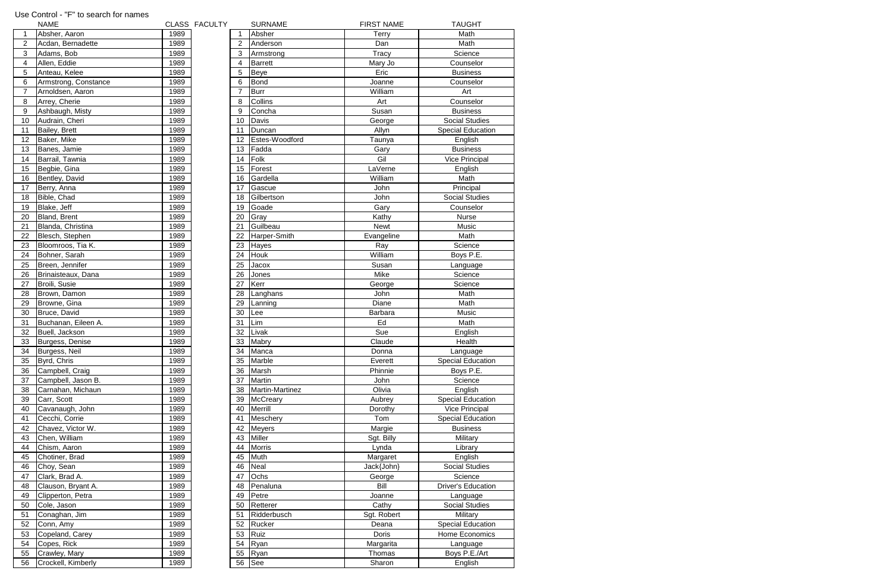Use Control - "F" to search for names

| | NAME | CLASS | FACULTY |
|---|---|---|---|
| 1 | Absher, Aaron | 1989 | |
| 2 | Acdan, Bernadette | 1989 | |
| 3 | Adams, Bob | 1989 | |
| 4 | Allen, Eddie | 1989 | |
| 5 | Anteau, Kelee | 1989 | |
| 6 | Armstrong, Constance | 1989 | |
| 7 | Arnoldsen, Aaron | 1989 | |
| 8 | Arrey, Cherie | 1989 | |
| 9 | Ashbaugh, Misty | 1989 | |
| 10 | Audrain, Cheri | 1989 | |
| 11 | Bailey, Brett | 1989 | |
| 12 | Baker, Mike | 1989 | |
| 13 | Banes, Jamie | 1989 | |
| 14 | Barrail, Tawnia | 1989 | |
| 15 | Begbie, Gina | 1989 | |
| 16 | Bentley, David | 1989 | |
| 17 | Berry, Anna | 1989 | |
| 18 | Bible, Chad | 1989 | |
| 19 | Blake, Jeff | 1989 | |
| 20 | Bland, Brent | 1989 | |
| 21 | Blanda, Christina | 1989 | |
| 22 | Blesch, Stephen | 1989 | |
| 23 | Bloomroos, Tia K. | 1989 | |
| 24 | Bohner, Sarah | 1989 | |
| 25 | Breen, Jennifer | 1989 | |
| 26 | Brinaisteaux, Dana | 1989 | |
| 27 | Broili, Susie | 1989 | |
| 28 | Brown, Damon | 1989 | |
| 29 | Browne, Gina | 1989 | |
| 30 | Bruce, David | 1989 | |
| 31 | Buchanan, Eileen A. | 1989 | |
| 32 | Buell, Jackson | 1989 | |
| 33 | Burgess, Denise | 1989 | |
| 34 | Burgess, Neil | 1989 | |
| 35 | Byrd, Chris | 1989 | |
| 36 | Campbell, Craig | 1989 | |
| 37 | Campbell, Jason B. | 1989 | |
| 38 | Carnahan, Michaun | 1989 | |
| 39 | Carr, Scott | 1989 | |
| 40 | Cavanaugh, John | 1989 | |
| 41 | Cecchi, Corrie | 1989 | |
| 42 | Chavez, Victor W. | 1989 | |
| 43 | Chen, William | 1989 | |
| 44 | Chism, Aaron | 1989 | |
| 45 | Chotiner, Brad | 1989 | |
| 46 | Choy, Sean | 1989 | |
| 47 | Clark, Brad A. | 1989 | |
| 48 | Clauson, Bryant A. | 1989 | |
| 49 | Clipperton, Petra | 1989 | |
| 50 | Cole, Jason | 1989 | |
| 51 | Conaghan, Jim | 1989 | |
| 52 | Conn, Amy | 1989 | |
| 53 | Copeland, Carey | 1989 | |
| 54 | Copes, Rick | 1989 | |
| 55 | Crawley, Mary | 1989 | |
| 56 | Crockell, Kimberly | 1989 | |

| | SURNAME | FIRST NAME | TAUGHT |
|---|---|---|---|
| 1 | Absher | Terry | Math |
| 2 | Anderson | Dan | Math |
| 3 | Armstrong | Tracy | Science |
| 4 | Barrett | Mary Jo | Counselor |
| 5 | Beye | Eric | Business |
| 6 | Bond | Joanne | Counselor |
| 7 | Burr | William | Art |
| 8 | Collins | Art | Counselor |
| 9 | Concha | Susan | Business |
| 10 | Davis | George | Social Studies |
| 11 | Duncan | Allyn | Special Education |
| 12 | Estes-Woodford | Taunya | English |
| 13 | Fadda | Gary | Business |
| 14 | Folk | Gil | Vice Principal |
| 15 | Forest | LaVerne | English |
| 16 | Gardella | William | Math |
| 17 | Gascue | John | Principal |
| 18 | Gilbertson | John | Social Studies |
| 19 | Goade | Gary | Counselor |
| 20 | Gray | Kathy | Nurse |
| 21 | Guilbeau | Newt | Music |
| 22 | Harper-Smith | Evangeline | Math |
| 23 | Hayes | Ray | Science |
| 24 | Houk | William | Boys P.E. |
| 25 | Jacox | Susan | Language |
| 26 | Jones | Mike | Science |
| 27 | Kerr | George | Science |
| 28 | Langhans | John | Math |
| 29 | Lanning | Diane | Math |
| 30 | Lee | Barbara | Music |
| 31 | Lim | Ed | Math |
| 32 | Livak | Sue | English |
| 33 | Mabry | Claude | Health |
| 34 | Manca | Donna | Language |
| 35 | Marble | Everett | Special Education |
| 36 | Marsh | Phinnie | Boys P.E. |
| 37 | Martin | John | Science |
| 38 | Martin-Martinez | Olivia | English |
| 39 | McCreary | Aubrey | Special Education |
| 40 | Merrill | Dorothy | Vice Principal |
| 41 | Meschery | Tom | Special Education |
| 42 | Meyers | Margie | Business |
| 43 | Miller | Sgt. Billy | Military |
| 44 | Morris | Lynda | Library |
| 45 | Muth | Margaret | English |
| 46 | Neal | Jack{John} | Social Studies |
| 47 | Ochs | George | Science |
| 48 | Penaluna | Bill | Driver's Education |
| 49 | Petre | Joanne | Language |
| 50 | Retterer | Cathy | Social Studies |
| 51 | Ridderbusch | Sgt. Robert | Military |
| 52 | Rucker | Deana | Special Education |
| 53 | Ruiz | Doris | Home Economics |
| 54 | Ryan | Margarita | Language |
| 55 | Ryan | Thomas | Boys P.E./Art |
| 56 | See | Sharon | English |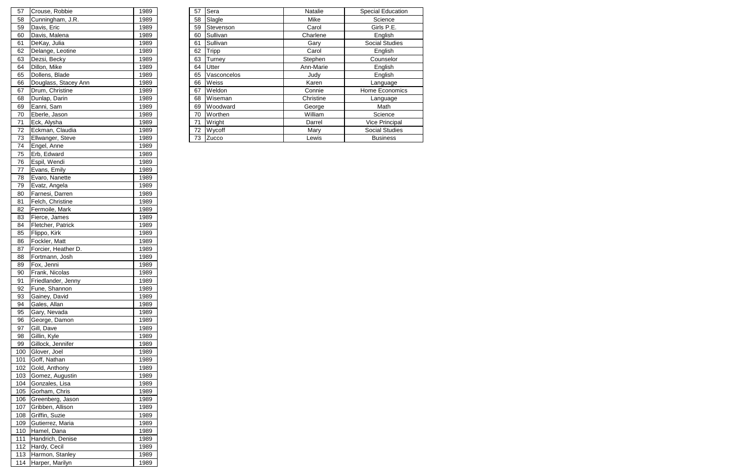| | | |
|---|---|---|
| 57 | Crouse, Robbie | 1989 |
| 58 | Cunningham, J.R. | 1989 |
| 59 | Davis, Eric | 1989 |
| 60 | Davis, Malena | 1989 |
| 61 | DeKay, Julia | 1989 |
| 62 | Delange, Leotine | 1989 |
| 63 | Dezsi, Becky | 1989 |
| 64 | Dillon, Mike | 1989 |
| 65 | Dollens, Blade | 1989 |
| 66 | Douglass, Stacey Ann | 1989 |
| 67 | Drum, Christine | 1989 |
| 68 | Dunlap, Darin | 1989 |
| 69 | Eanni, Sam | 1989 |
| 70 | Eberle, Jason | 1989 |
| 71 | Eck, Alysha | 1989 |
| 72 | Eckman, Claudia | 1989 |
| 73 | Ellwanger, Steve | 1989 |
| 74 | Engel, Anne | 1989 |
| 75 | Erb, Edward | 1989 |
| 76 | Espil, Wendi | 1989 |
| 77 | Evans, Emily | 1989 |
| 78 | Evaro, Nanette | 1989 |
| 79 | Evatz, Angela | 1989 |
| 80 | Farnesi, Darren | 1989 |
| 81 | Felch, Christine | 1989 |
| 82 | Fermoile, Mark | 1989 |
| 83 | Fierce, James | 1989 |
| 84 | Fletcher, Patrick | 1989 |
| 85 | Flippo, Kirk | 1989 |
| 86 | Fockler, Matt | 1989 |
| 87 | Forcier, Heather D. | 1989 |
| 88 | Fortmann, Josh | 1989 |
| 89 | Fox, Jenni | 1989 |
| 90 | Frank, Nicolas | 1989 |
| 91 | Friedlander, Jenny | 1989 |
| 92 | Fune, Shannon | 1989 |
| 93 | Gainey, David | 1989 |
| 94 | Gales, Allan | 1989 |
| 95 | Gary, Nevada | 1989 |
| 96 | George, Damon | 1989 |
| 97 | Gill, Dave | 1989 |
| 98 | Gillin, Kyle | 1989 |
| 99 | Gillock, Jennifer | 1989 |
| 100 | Glover, Joel | 1989 |
| 101 | Goff, Nathan | 1989 |
| 102 | Gold, Anthony | 1989 |
| 103 | Gomez, Augustin | 1989 |
| 104 | Gonzales, Lisa | 1989 |
| 105 | Gorham, Chris | 1989 |
| 106 | Greenberg, Jason | 1989 |
| 107 | Gribben, Allison | 1989 |
| 108 | Griffin, Suzie | 1989 |
| 109 | Gutierrez, Maria | 1989 |
| 110 | Hamel, Dana | 1989 |
| 111 | Handrich, Denise | 1989 |
| 112 | Hardy, Cecil | 1989 |
| 113 | Harmon, Stanley | 1989 |
| 114 | Harper, Marilyn | 1989 |

| | | | |
|---|---|---|---|
| 57 | Sera | Natalie | Special Education |
| 58 | Slagle | Mike | Science |
| 59 | Stevenson | Carol | Girls P.E. |
| 60 | Sullivan | Charlene | English |
| 61 | Sullivan | Gary | Social Studies |
| 62 | Tripp | Carol | English |
| 63 | Turney | Stephen | Counselor |
| 64 | Utter | Ann-Marie | English |
| 65 | Vasconcelos | Judy | English |
| 66 | Weiss | Karen | Language |
| 67 | Weldon | Connie | Home Economics |
| 68 | Wiseman | Christine | Language |
| 69 | Woodward | George | Math |
| 70 | Worthen | William | Science |
| 71 | Wright | Darrel | Vice Principal |
| 72 | Wycoff | Mary | Social Studies |
| 73 | Zucco | Lewis | Business |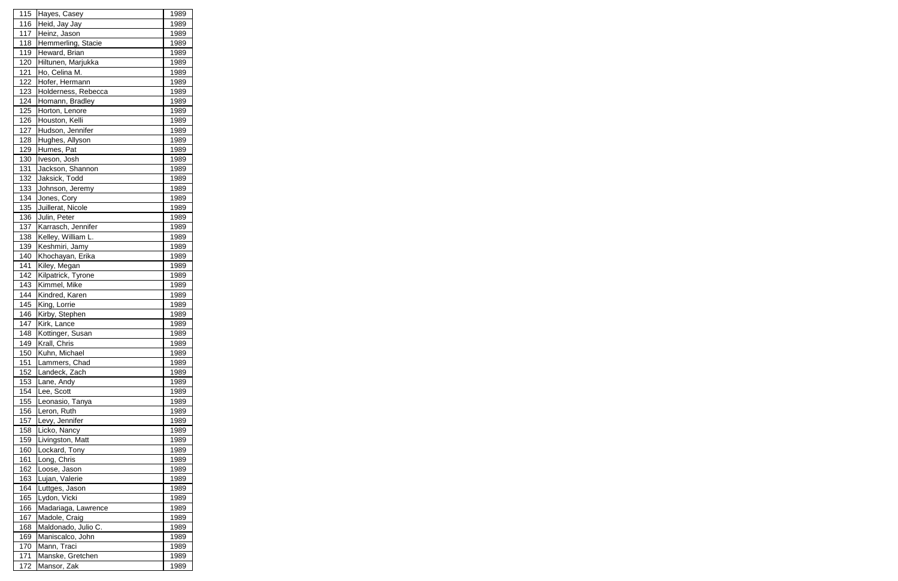| 115 | Hayes, Casey | 1989 |
|---|---|---|
| 116 | Heid, Jay Jay | 1989 |
| 117 | Heinz, Jason | 1989 |
| 118 | Hemmerling, Stacie | 1989 |
| 119 | Heward, Brian | 1989 |
| 120 | Hiltunen, Marjukka | 1989 |
| 121 | Ho, Celina M. | 1989 |
| 122 | Hofer, Hermann | 1989 |
| 123 | Holderness, Rebecca | 1989 |
| 124 | Homann, Bradley | 1989 |
| 125 | Horton, Lenore | 1989 |
| 126 | Houston, Kelli | 1989 |
| 127 | Hudson, Jennifer | 1989 |
| 128 | Hughes, Allyson | 1989 |
| 129 | Humes, Pat | 1989 |
| 130 | Iveson, Josh | 1989 |
| 131 | Jackson, Shannon | 1989 |
| 132 | Jaksick, Todd | 1989 |
| 133 | Johnson, Jeremy | 1989 |
| 134 | Jones, Cory | 1989 |
| 135 | Juillerat, Nicole | 1989 |
| 136 | Julin, Peter | 1989 |
| 137 | Karrasch, Jennifer | 1989 |
| 138 | Kelley, William L. | 1989 |
| 139 | Keshmiri, Jamy | 1989 |
| 140 | Khochayan, Erika | 1989 |
| 141 | Kiley, Megan | 1989 |
| 142 | Kilpatrick, Tyrone | 1989 |
| 143 | Kimmel, Mike | 1989 |
| 144 | Kindred, Karen | 1989 |
| 145 | King, Lorrie | 1989 |
| 146 | Kirby, Stephen | 1989 |
| 147 | Kirk, Lance | 1989 |
| 148 | Kottinger, Susan | 1989 |
| 149 | Krall, Chris | 1989 |
| 150 | Kuhn, Michael | 1989 |
| 151 | Lammers, Chad | 1989 |
| 152 | Landeck, Zach | 1989 |
| 153 | Lane, Andy | 1989 |
| 154 | Lee, Scott | 1989 |
| 155 | Leonasio, Tanya | 1989 |
| 156 | Leron, Ruth | 1989 |
| 157 | Levy, Jennifer | 1989 |
| 158 | Licko, Nancy | 1989 |
| 159 | Livingston, Matt | 1989 |
| 160 | Lockard, Tony | 1989 |
| 161 | Long, Chris | 1989 |
| 162 | Loose, Jason | 1989 |
| 163 | Lujan, Valerie | 1989 |
| 164 | Luttges, Jason | 1989 |
| 165 | Lydon, Vicki | 1989 |
| 166 | Madariaga, Lawrence | 1989 |
| 167 | Madole, Craig | 1989 |
| 168 | Maldonado, Julio C. | 1989 |
| 169 | Maniscalco, John | 1989 |
| 170 | Mann, Traci | 1989 |
| 171 | Manske, Gretchen | 1989 |
| 172 | Mansor, Zak | 1989 |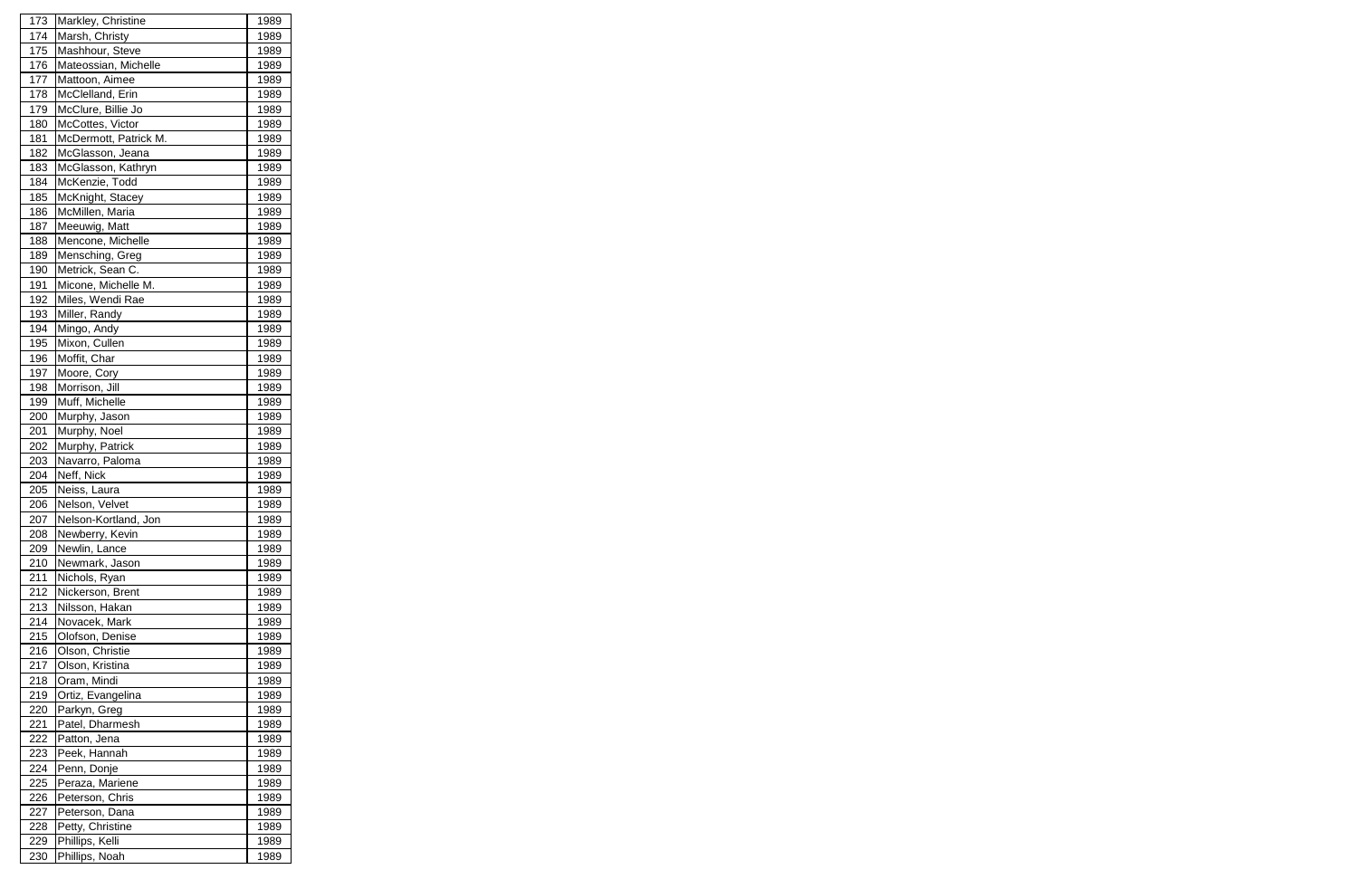| | | |
|---|---|---|
| 173 | Markley, Christine | 1989 |
| 174 | Marsh, Christy | 1989 |
| 175 | Mashhour, Steve | 1989 |
| 176 | Mateossian, Michelle | 1989 |
| 177 | Mattoon, Aimee | 1989 |
| 178 | McClelland, Erin | 1989 |
| 179 | McClure, Billie Jo | 1989 |
| 180 | McCottes, Victor | 1989 |
| 181 | McDermott, Patrick M. | 1989 |
| 182 | McGlasson, Jeana | 1989 |
| 183 | McGlasson, Kathryn | 1989 |
| 184 | McKenzie, Todd | 1989 |
| 185 | McKnight, Stacey | 1989 |
| 186 | McMillen, Maria | 1989 |
| 187 | Meeuwig, Matt | 1989 |
| 188 | Mencone, Michelle | 1989 |
| 189 | Mensching, Greg | 1989 |
| 190 | Metrick, Sean C. | 1989 |
| 191 | Micone, Michelle M. | 1989 |
| 192 | Miles, Wendi Rae | 1989 |
| 193 | Miller, Randy | 1989 |
| 194 | Mingo, Andy | 1989 |
| 195 | Mixon, Cullen | 1989 |
| 196 | Moffit, Char | 1989 |
| 197 | Moore, Cory | 1989 |
| 198 | Morrison, Jill | 1989 |
| 199 | Muff, Michelle | 1989 |
| 200 | Murphy, Jason | 1989 |
| 201 | Murphy, Noel | 1989 |
| 202 | Murphy, Patrick | 1989 |
| 203 | Navarro, Paloma | 1989 |
| 204 | Neff, Nick | 1989 |
| 205 | Neiss, Laura | 1989 |
| 206 | Nelson, Velvet | 1989 |
| 207 | Nelson-Kortland, Jon | 1989 |
| 208 | Newberry, Kevin | 1989 |
| 209 | Newlin, Lance | 1989 |
| 210 | Newmark, Jason | 1989 |
| 211 | Nichols, Ryan | 1989 |
| 212 | Nickerson, Brent | 1989 |
| 213 | Nilsson, Hakan | 1989 |
| 214 | Novacek, Mark | 1989 |
| 215 | Olofson, Denise | 1989 |
| 216 | Olson, Christie | 1989 |
| 217 | Olson, Kristina | 1989 |
| 218 | Oram, Mindi | 1989 |
| 219 | Ortiz, Evangelina | 1989 |
| 220 | Parkyn, Greg | 1989 |
| 221 | Patel, Dharmesh | 1989 |
| 222 | Patton, Jena | 1989 |
| 223 | Peek, Hannah | 1989 |
| 224 | Penn, Donje | 1989 |
| 225 | Peraza, Mariene | 1989 |
| 226 | Peterson, Chris | 1989 |
| 227 | Peterson, Dana | 1989 |
| 228 | Petty, Christine | 1989 |
| 229 | Phillips, Kelli | 1989 |
| 230 | Phillips, Noah | 1989 |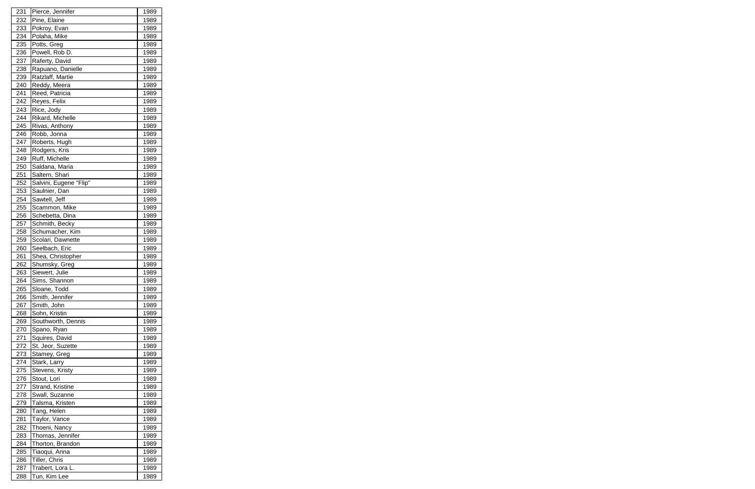| 231 | Pierce, Jennifer | 1989 |
|---|---|---|
| 232 | Pine, Elaine | 1989 |
| 233 | Pokroy, Evan | 1989 |
| 234 | Polaha, Mike | 1989 |
| 235 | Potts, Greg | 1989 |
| 236 | Powell, Rob D. | 1989 |
| 237 | Raferty, David | 1989 |
| 238 | Rapuano, Danielle | 1989 |
| 239 | Ratzlaff, Martie | 1989 |
| 240 | Reddy, Meera | 1989 |
| 241 | Reed, Patricia | 1989 |
| 242 | Reyes, Felix | 1989 |
| 243 | Rice, Jody | 1989 |
| 244 | Rikard, Michelle | 1989 |
| 245 | Rivas, Anthony | 1989 |
| 246 | Robb, Jonna | 1989 |
| 247 | Roberts, Hugh | 1989 |
| 248 | Rodgers, Kris | 1989 |
| 249 | Ruff, Michelle | 1989 |
| 250 | Saldana, Maria | 1989 |
| 251 | Saltern, Shari | 1989 |
| 252 | Salvini, Eugene "Flip" | 1989 |
| 253 | Saulnier, Dan | 1989 |
| 254 | Sawtell, Jeff | 1989 |
| 255 | Scammon, Mike | 1989 |
| 256 | Schebetta, Dina | 1989 |
| 257 | Schmith, Becky | 1989 |
| 258 | Schumacher, Kim | 1989 |
| 259 | Scolari, Dawnette | 1989 |
| 260 | Seelbach, Eric | 1989 |
| 261 | Shea, Christopher | 1989 |
| 262 | Shumsky, Greg | 1989 |
| 263 | Siewert, Julie | 1989 |
| 264 | Sims, Shannon | 1989 |
| 265 | Sloane, Todd | 1989 |
| 266 | Smith, Jennifer | 1989 |
| 267 | Smith, John | 1989 |
| 268 | Sohn, Kristin | 1989 |
| 269 | Southworth, Dennis | 1989 |
| 270 | Spano, Ryan | 1989 |
| 271 | Squires, David | 1989 |
| 272 | St. Jeor, Suzette | 1989 |
| 273 | Stamey, Greg | 1989 |
| 274 | Stark, Larry | 1989 |
| 275 | Stevens, Kristy | 1989 |
| 276 | Stout, Lori | 1989 |
| 277 | Strand, Kristine | 1989 |
| 278 | Swall, Suzanne | 1989 |
| 279 | Talsma, Kristen | 1989 |
| 280 | Tang, Helen | 1989 |
| 281 | Taylor, Vance | 1989 |
| 282 | Thoeni, Nancy | 1989 |
| 283 | Thomas, Jennifer | 1989 |
| 284 | Thorton, Brandon | 1989 |
| 285 | Tiaoqui, Anna | 1989 |
| 286 | Tiller, Chris | 1989 |
| 287 | Trabert, Lora L. | 1989 |
| 288 | Tun, Kim Lee | 1989 |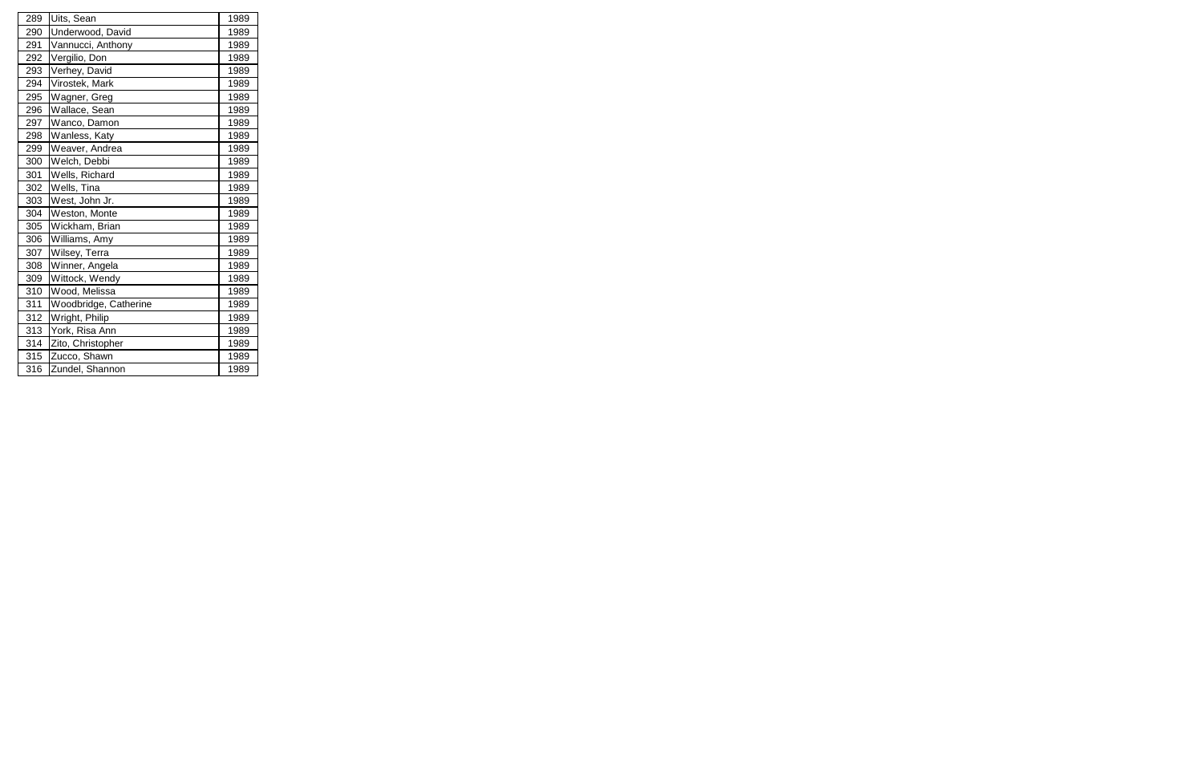| | | |
|---|---|---|
| 289 | Uits, Sean | 1989 |
| 290 | Underwood, David | 1989 |
| 291 | Vannucci, Anthony | 1989 |
| 292 | Vergilio, Don | 1989 |
| 293 | Verhey, David | 1989 |
| 294 | Virostek, Mark | 1989 |
| 295 | Wagner, Greg | 1989 |
| 296 | Wallace, Sean | 1989 |
| 297 | Wanco, Damon | 1989 |
| 298 | Wanless, Katy | 1989 |
| 299 | Weaver, Andrea | 1989 |
| 300 | Welch, Debbi | 1989 |
| 301 | Wells, Richard | 1989 |
| 302 | Wells, Tina | 1989 |
| 303 | West, John Jr. | 1989 |
| 304 | Weston, Monte | 1989 |
| 305 | Wickham, Brian | 1989 |
| 306 | Williams, Amy | 1989 |
| 307 | Wilsey, Terra | 1989 |
| 308 | Winner, Angela | 1989 |
| 309 | Wittock, Wendy | 1989 |
| 310 | Wood, Melissa | 1989 |
| 311 | Woodbridge, Catherine | 1989 |
| 312 | Wright, Philip | 1989 |
| 313 | York, Risa Ann | 1989 |
| 314 | Zito, Christopher | 1989 |
| 315 | Zucco, Shawn | 1989 |
| 316 | Zundel, Shannon | 1989 |